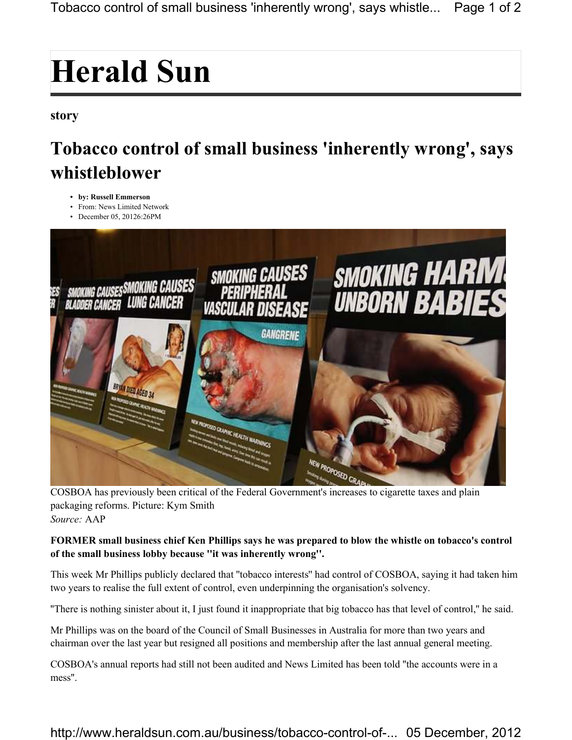# Herald Sun

**story**

## Tobacco control of small business 'inherently wrong', says whistleblower

- **by: Russell Emmerson**
- From: News Limited Network
- December 05, 20126:26PM

COSBOA has previously been critical of the Federal Government's increases to cigarette taxes and plain packaging reforms. Picture: Kym Smith
*Source:* AAP

**FORMER small business chief Ken Phillips says he was prepared to blow the whistle on tobacco's control of the small business lobby because "it was inherently wrong".**

This week Mr Phillips publicly declared that "tobacco interests" had control of COSBOA, saying it had taken him two years to realise the full extent of control, even underpinning the organisation's solvency.

"There is nothing sinister about it, I just found it inappropriate that big tobacco has that level of control," he said.

Mr Phillips was on the board of the Council of Small Businesses in Australia for more than two years and chairman over the last year but resigned all positions and membership after the last annual general meeting.

COSBOA's annual reports had still not been audited and News Limited has been told "the accounts were in a mess".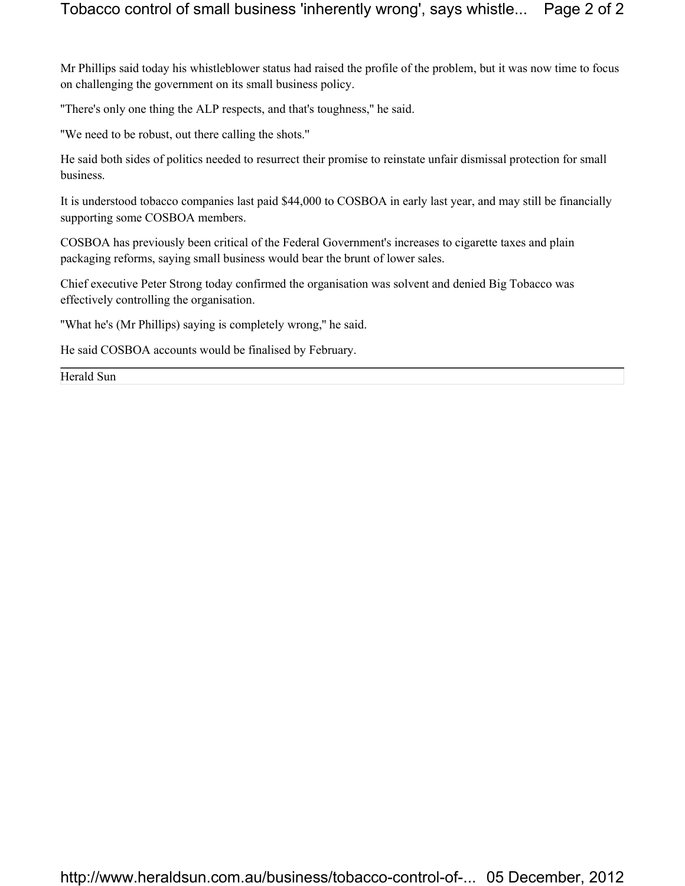Mr Phillips said today his whistleblower status had raised the profile of the problem, but it was now time to focus on challenging the government on its small business policy.

"There's only one thing the ALP respects, and that's toughness," he said.

"We need to be robust, out there calling the shots."

He said both sides of politics needed to resurrect their promise to reinstate unfair dismissal protection for small business.

It is understood tobacco companies last paid $44,000 to COSBOA in early last year, and may still be financially supporting some COSBOA members.

COSBOA has previously been critical of the Federal Government's increases to cigarette taxes and plain packaging reforms, saying small business would bear the brunt of lower sales.

Chief executive Peter Strong today confirmed the organisation was solvent and denied Big Tobacco was effectively controlling the organisation.

"What he's (Mr Phillips) saying is completely wrong," he said.

He said COSBOA accounts would be finalised by February.

Herald Sun